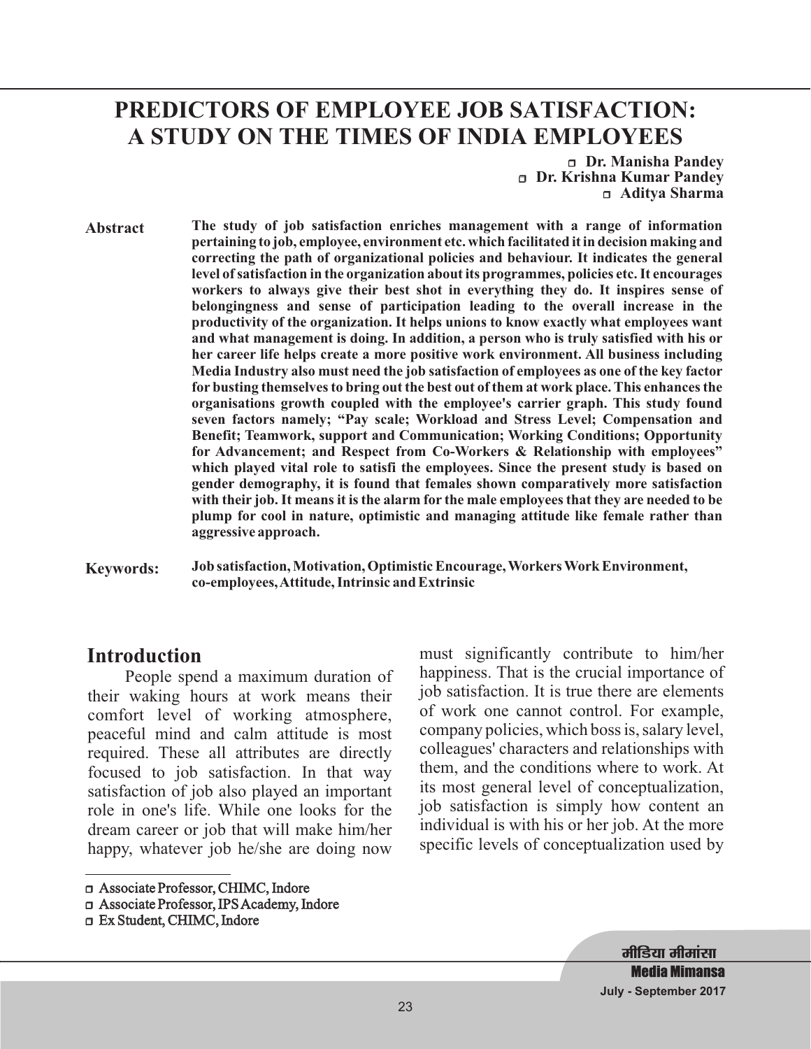# PREDICTORS OF EMPLOYEE JOB SATISFACTION: A STUDY ON THE TIMES OF INDIA EMPLOYEES

**Dr. Manisha Pandey**[1]
**Dr. Krishna Kumar Pandey**[2]
**Aditya Sharma**[3]

**Abstract**

**The study of job satisfaction enriches management with a range of information pertaining to job, employee, environment etc. which facilitated it in decision making and correcting the path of organizational policies and behaviour. It indicates the general level of satisfaction in the organization about its programmes, policies etc. It encourages workers to always give their best shot in everything they do. It inspires sense of belongingness and sense of participation leading to the overall increase in the productivity of the organization. It helps unions to know exactly what employees want and what management is doing. In addition, a person who is truly satisfied with his or her career life helps create a more positive work environment. All business including Media Industry also must need the job satisfaction of employees as one of the key factor for busting themselves to bring out the best out of them at work place. This enhances the organisations growth coupled with the employee's carrier graph. This study found seven factors namely; "Pay scale; Workload and Stress Level; Compensation and Benefit; Teamwork, support and Communication; Working Conditions; Opportunity for Advancement; and Respect from Co-Workers & Relationship with employees" which played vital role to satisfi the employees. Since the present study is based on gender demography, it is found that females shown comparatively more satisfaction with their job. It means it is the alarm for the male employees that they are needed to be plump for cool in nature, optimistic and managing attitude like female rather than aggressive approach.**

**Keywords:** **Job satisfaction, Motivation, Optimistic Encourage, Workers Work Environment, co-employees, Attitude, Intrinsic and Extrinsic**

## Introduction

People spend a maximum duration of their waking hours at work means their comfort level of working atmosphere, peaceful mind and calm attitude is most required. These all attributes are directly focused to job satisfaction. In that way satisfaction of job also played an important role in one's life. While one looks for the dream career or job that will make him/her happy, whatever job he/she are doing now must significantly contribute to him/her happiness. That is the crucial importance of job satisfaction. It is true there are elements of work one cannot control. For example, company policies, which boss is, salary level, colleagues' characters and relationships with them, and the conditions where to work. At its most general level of conceptualization, job satisfaction is simply how content an individual is with his or her job. At the more specific levels of conceptualization used by

---

[1] Associate Professor, CHIMC, Indore
[2] Associate Professor, IPS Academy, Indore
[3] Ex Student, CHIMC, Indore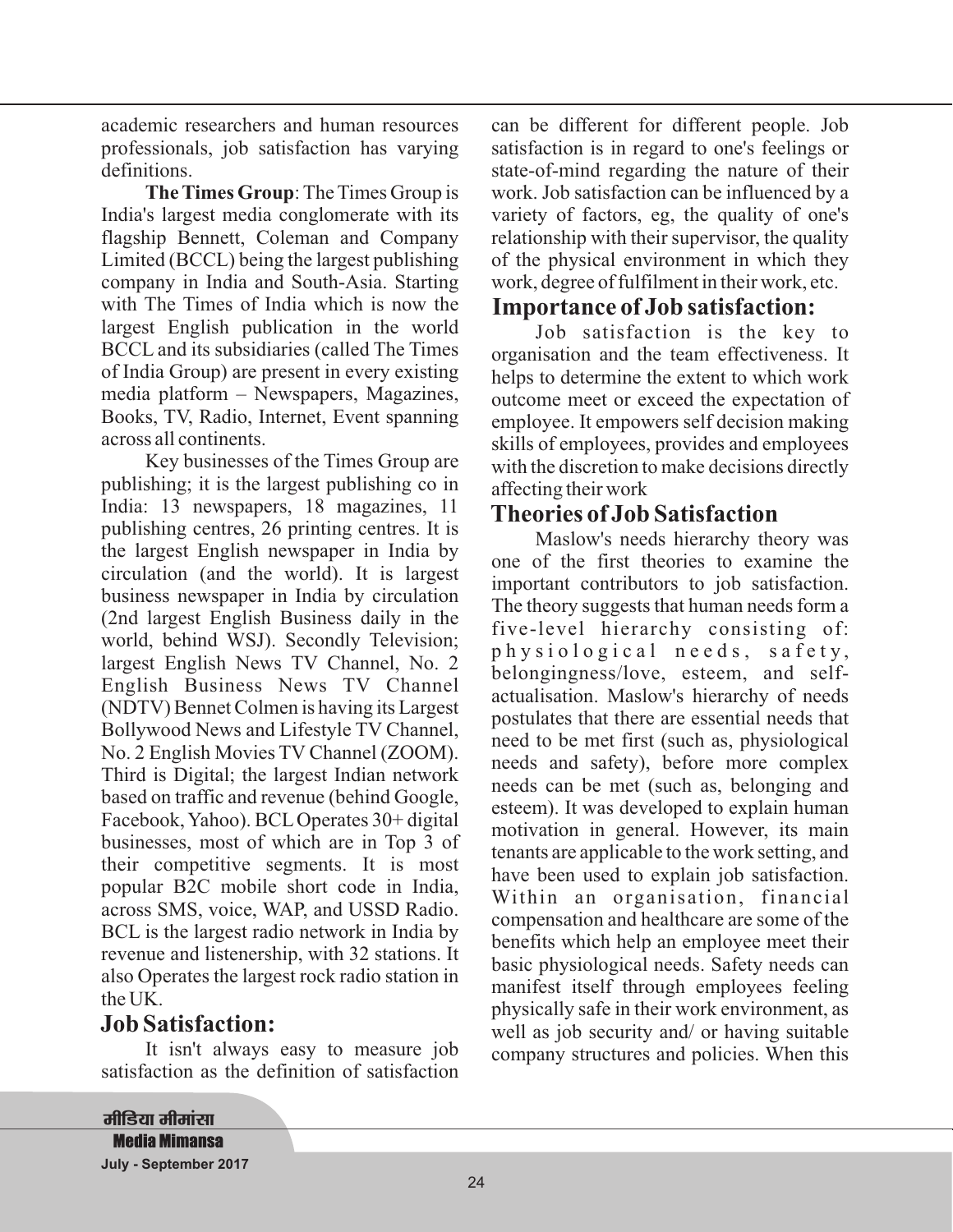academic researchers and human resources professionals, job satisfaction has varying definitions.

**The Times Group**: The Times Group is India's largest media conglomerate with its flagship Bennett, Coleman and Company Limited (BCCL) being the largest publishing company in India and South-Asia. Starting with The Times of India which is now the largest English publication in the world BCCL and its subsidiaries (called The Times of India Group) are present in every existing media platform – Newspapers, Magazines, Books, TV, Radio, Internet, Event spanning across all continents.

Key businesses of the Times Group are publishing; it is the largest publishing co in India: 13 newspapers, 18 magazines, 11 publishing centres, 26 printing centres. It is the largest English newspaper in India by circulation (and the world). It is largest business newspaper in India by circulation (2nd largest English Business daily in the world, behind WSJ). Secondly Television; largest English News TV Channel, No. 2 English Business News TV Channel (NDTV) Bennet Colmen is having its Largest Bollywood News and Lifestyle TV Channel, No. 2 English Movies TV Channel (ZOOM). Third is Digital; the largest Indian network based on traffic and revenue (behind Google, Facebook, Yahoo). BCL Operates 30+ digital businesses, most of which are in Top 3 of their competitive segments. It is most popular B2C mobile short code in India, across SMS, voice, WAP, and USSD Radio. BCL is the largest radio network in India by revenue and listenership, with 32 stations. It also Operates the largest rock radio station in the UK.

## Job Satisfaction:

It isn't always easy to measure job satisfaction as the definition of satisfaction can be different for different people. Job satisfaction is in regard to one's feelings or state-of-mind regarding the nature of their work. Job satisfaction can be influenced by a variety of factors, eg, the quality of one's relationship with their supervisor, the quality of the physical environment in which they work, degree of fulfilment in their work, etc.

## Importance of Job satisfaction:

Job satisfaction is the key to organisation and the team effectiveness. It helps to determine the extent to which work outcome meet or exceed the expectation of employee. It empowers self decision making skills of employees, provides and employees with the discretion to make decisions directly affecting their work

## Theories of Job Satisfaction

Maslow's needs hierarchy theory was one of the first theories to examine the important contributors to job satisfaction. The theory suggests that human needs form a five-level hierarchy consisting of: physiological needs, safety, belongingness/love, esteem, and self-actualisation. Maslow's hierarchy of needs postulates that there are essential needs that need to be met first (such as, physiological needs and safety), before more complex needs can be met (such as, belonging and esteem). It was developed to explain human motivation in general. However, its main tenants are applicable to the work setting, and have been used to explain job satisfaction. Within an organisation, financial compensation and healthcare are some of the benefits which help an employee meet their basic physiological needs. Safety needs can manifest itself through employees feeling physically safe in their work environment, as well as job security and/ or having suitable company structures and policies. When this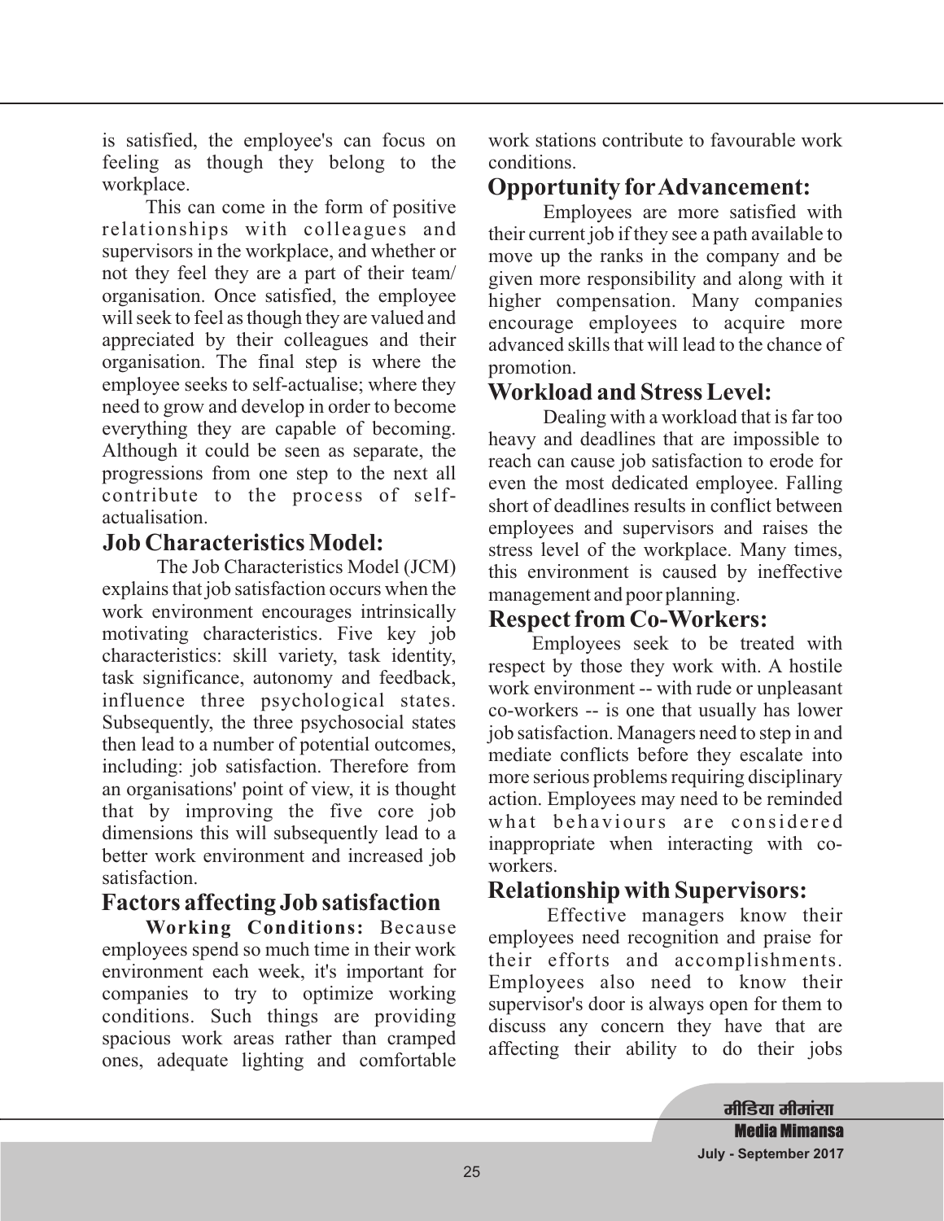is satisfied, the employee's can focus on feeling as though they belong to the workplace.

This can come in the form of positive relationships with colleagues and supervisors in the workplace, and whether or not they feel they are a part of their team/ organisation. Once satisfied, the employee will seek to feel as though they are valued and appreciated by their colleagues and their organisation. The final step is where the employee seeks to self-actualise; where they need to grow and develop in order to become everything they are capable of becoming. Although it could be seen as separate, the progressions from one step to the next all contribute to the process of self-actualisation.

## Job Characteristics Model:

The Job Characteristics Model (JCM) explains that job satisfaction occurs when the work environment encourages intrinsically motivating characteristics. Five key job characteristics: skill variety, task identity, task significance, autonomy and feedback, influence three psychological states. Subsequently, the three psychosocial states then lead to a number of potential outcomes, including: job satisfaction. Therefore from an organisations' point of view, it is thought that by improving the five core job dimensions this will subsequently lead to a better work environment and increased job satisfaction.

## Factors affecting Job satisfaction

**Working Conditions:** Because employees spend so much time in their work environment each week, it's important for companies to try to optimize working conditions. Such things are providing spacious work areas rather than cramped ones, adequate lighting and comfortable work stations contribute to favourable work conditions.

## Opportunity for Advancement:

Employees are more satisfied with their current job if they see a path available to move up the ranks in the company and be given more responsibility and along with it higher compensation. Many companies encourage employees to acquire more advanced skills that will lead to the chance of promotion.

## Workload and Stress Level:

Dealing with a workload that is far too heavy and deadlines that are impossible to reach can cause job satisfaction to erode for even the most dedicated employee. Falling short of deadlines results in conflict between employees and supervisors and raises the stress level of the workplace. Many times, this environment is caused by ineffective management and poor planning.

## Respect from Co-Workers:

Employees seek to be treated with respect by those they work with. A hostile work environment -- with rude or unpleasant co-workers -- is one that usually has lower job satisfaction. Managers need to step in and mediate conflicts before they escalate into more serious problems requiring disciplinary action. Employees may need to be reminded what behaviours are considered inappropriate when interacting with co-workers.

## Relationship with Supervisors:

Effective managers know their employees need recognition and praise for their efforts and accomplishments. Employees also need to know their supervisor's door is always open for them to discuss any concern they have that are affecting their ability to do their jobs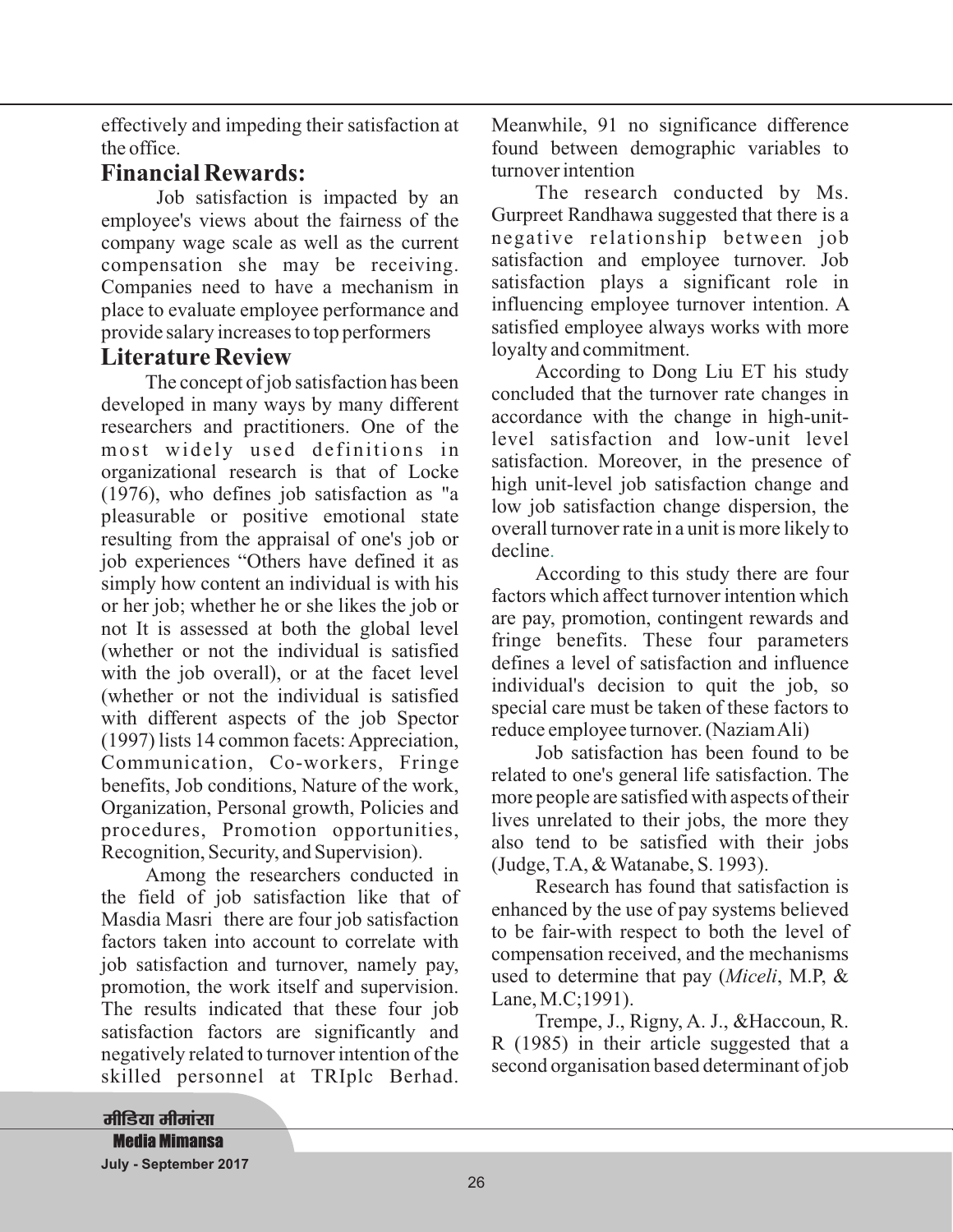effectively and impeding their satisfaction at the office.

## Financial Rewards:

Job satisfaction is impacted by an employee's views about the fairness of the company wage scale as well as the current compensation she may be receiving. Companies need to have a mechanism in place to evaluate employee performance and provide salary increases to top performers

## Literature Review

The concept of job satisfaction has been developed in many ways by many different researchers and practitioners. One of the most widely used definitions in organizational research is that of Locke (1976), who defines job satisfaction as "a pleasurable or positive emotional state resulting from the appraisal of one's job or job experiences "Others have defined it as simply how content an individual is with his or her job; whether he or she likes the job or not It is assessed at both the global level (whether or not the individual is satisfied with the job overall), or at the facet level (whether or not the individual is satisfied with different aspects of the job Spector (1997) lists 14 common facets: Appreciation, Communication, Co-workers, Fringe benefits, Job conditions, Nature of the work, Organization, Personal growth, Policies and procedures, Promotion opportunities, Recognition, Security, and Supervision).

Among the researchers conducted in the field of job satisfaction like that of Masdia Masri there are four job satisfaction factors taken into account to correlate with job satisfaction and turnover, namely pay, promotion, the work itself and supervision. The results indicated that these four job satisfaction factors are significantly and negatively related to turnover intention of the skilled personnel at TRIplc Berhad. Meanwhile, 91 no significance difference found between demographic variables to turnover intention

The research conducted by Ms. Gurpreet Randhawa suggested that there is a negative relationship between job satisfaction and employee turnover. Job satisfaction plays a significant role in influencing employee turnover intention. A satisfied employee always works with more loyalty and commitment.

According to Dong Liu ET his study concluded that the turnover rate changes in accordance with the change in high-unit-level satisfaction and low-unit level satisfaction. Moreover, in the presence of high unit-level job satisfaction change and low job satisfaction change dispersion, the overall turnover rate in a unit is more likely to decline.

According to this study there are four factors which affect turnover intention which are pay, promotion, contingent rewards and fringe benefits. These four parameters defines a level of satisfaction and influence individual's decision to quit the job, so special care must be taken of these factors to reduce employee turnover. (Naziam Ali)

Job satisfaction has been found to be related to one's general life satisfaction. The more people are satisfied with aspects of their lives unrelated to their jobs, the more they also tend to be satisfied with their jobs (Judge, T.A, & Watanabe, S. 1993).

Research has found that satisfaction is enhanced by the use of pay systems believed to be fair-with respect to both the level of compensation received, and the mechanisms used to determine that pay (*Miceli*, M.P, & Lane, M.C;1991).

Trempe, J., Rigny, A. J., &Haccoun, R. R (1985) in their article suggested that a second organisation based determinant of job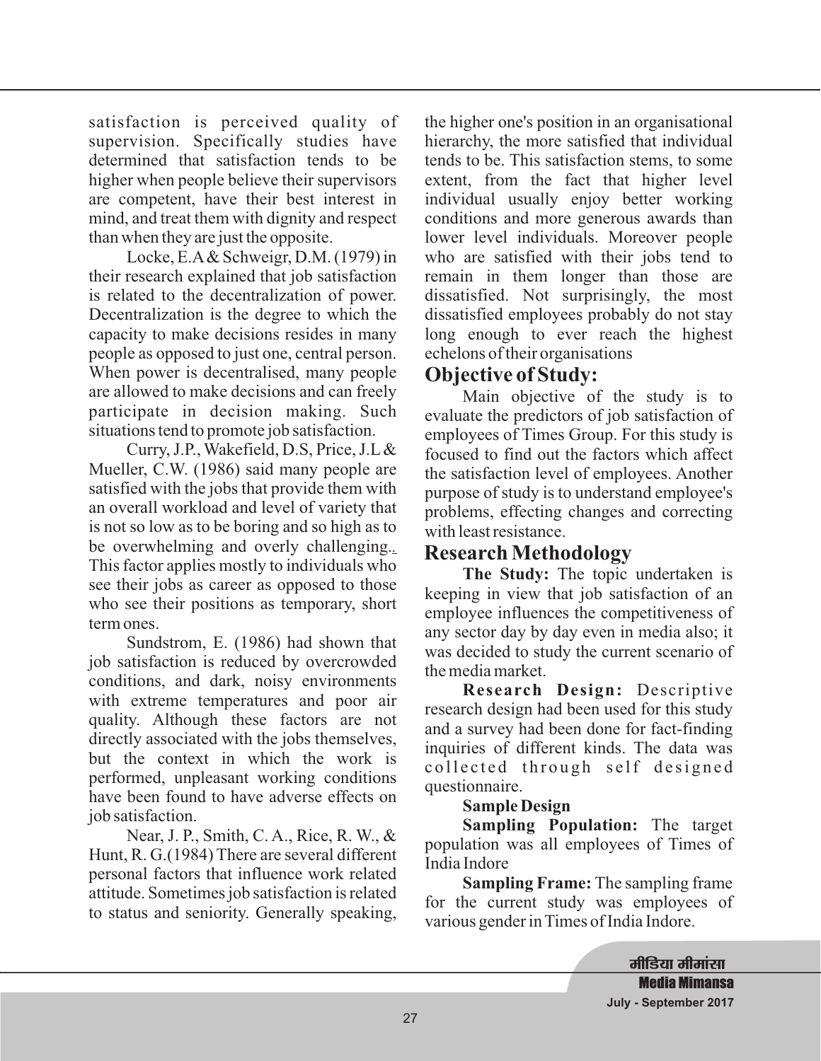satisfaction is perceived quality of supervision. Specifically studies have determined that satisfaction tends to be higher when people believe their supervisors are competent, have their best interest in mind, and treat them with dignity and respect than when they are just the opposite.

Locke, E.A & Schweigr, D.M. (1979) in their research explained that job satisfaction is related to the decentralization of power. Decentralization is the degree to which the capacity to make decisions resides in many people as opposed to just one, central person. When power is decentralised, many people are allowed to make decisions and can freely participate in decision making. Such situations tend to promote job satisfaction.

Curry, J.P., Wakefield, D.S, Price, J.L & Mueller, C.W. (1986) said many people are satisfied with the jobs that provide them with an overall workload and level of variety that is not so low as to be boring and so high as to be overwhelming and overly challenging. This factor applies mostly to individuals who see their jobs as career as opposed to those who see their positions as temporary, short term ones.

Sundstrom, E. (1986) had shown that job satisfaction is reduced by overcrowded conditions, and dark, noisy environments with extreme temperatures and poor air quality. Although these factors are not directly associated with the jobs themselves, but the context in which the work is performed, unpleasant working conditions have been found to have adverse effects on job satisfaction.

Near, J. P., Smith, C. A., Rice, R. W., & Hunt, R. G.(1984) There are several different personal factors that influence work related attitude. Sometimes job satisfaction is related to status and seniority. Generally speaking, the higher one's position in an organisational hierarchy, the more satisfied that individual tends to be. This satisfaction stems, to some extent, from the fact that higher level individual usually enjoy better working conditions and more generous awards than lower level individuals. Moreover people who are satisfied with their jobs tend to remain in them longer than those are dissatisfied. Not surprisingly, the most dissatisfied employees probably do not stay long enough to ever reach the highest echelons of their organisations

## Objective of Study:

Main objective of the study is to evaluate the predictors of job satisfaction of employees of Times Group. For this study is focused to find out the factors which affect the satisfaction level of employees. Another purpose of study is to understand employee's problems, effecting changes and correcting with least resistance.

## Research Methodology

**The Study:** The topic undertaken is keeping in view that job satisfaction of an employee influences the competitiveness of any sector day by day even in media also; it was decided to study the current scenario of the media market.

**Research Design:** Descriptive research design had been used for this study and a survey had been done for fact-finding inquiries of different kinds. The data was collected through self designed questionnaire.

**Sample Design**

**Sampling Population:** The target population was all employees of Times of India Indore

**Sampling Frame:** The sampling frame for the current study was employees of various gender in Times of India Indore.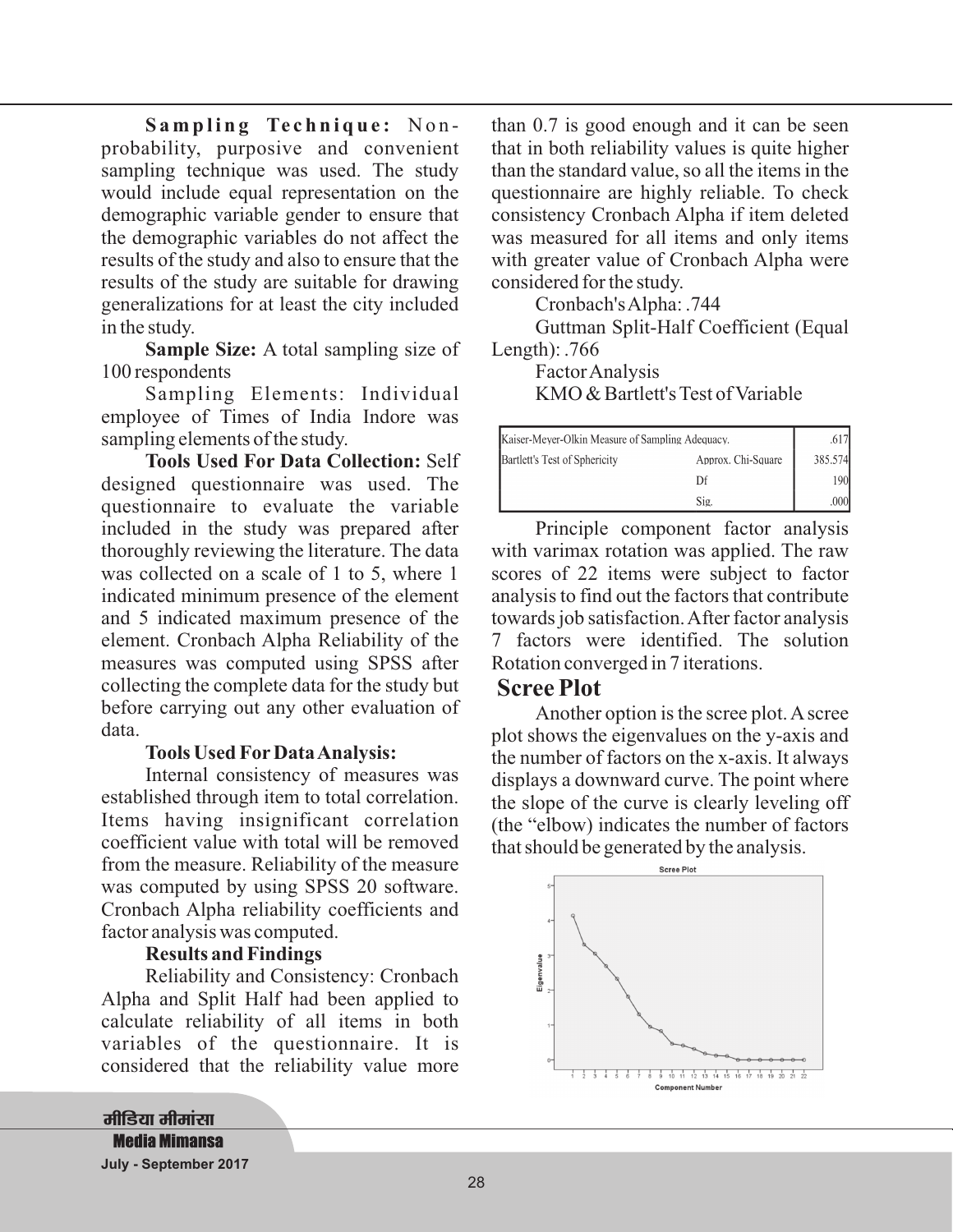**Sampling Technique:** Non-probability, purposive and convenient sampling technique was used. The study would include equal representation on the demographic variable gender to ensure that the demographic variables do not affect the results of the study and also to ensure that the results of the study are suitable for drawing generalizations for at least the city included in the study.

**Sample Size:** A total sampling size of 100 respondents

Sampling Elements: Individual employee of Times of India Indore was sampling elements of the study.

**Tools Used For Data Collection:** Self designed questionnaire was used. The questionnaire to evaluate the variable included in the study was prepared after thoroughly reviewing the literature. The data was collected on a scale of 1 to 5, where 1 indicated minimum presence of the element and 5 indicated maximum presence of the element. Cronbach Alpha Reliability of the measures was computed using SPSS after collecting the complete data for the study but before carrying out any other evaluation of data.

**Tools Used For Data Analysis:**

Internal consistency of measures was established through item to total correlation. Items having insignificant correlation coefficient value with total will be removed from the measure. Reliability of the measure was computed by using SPSS 20 software. Cronbach Alpha reliability coefficients and factor analysis was computed.

**Results and Findings**

Reliability and Consistency: Cronbach Alpha and Split Half had been applied to calculate reliability of all items in both variables of the questionnaire. It is considered that the reliability value more than 0.7 is good enough and it can be seen that in both reliability values is quite higher than the standard value, so all the items in the questionnaire are highly reliable. To check consistency Cronbach Alpha if item deleted was measured for all items and only items with greater value of Cronbach Alpha were considered for the study.

Cronbach's Alpha: .744

Guttman Split-Half Coefficient (Equal Length): .766

Factor Analysis

KMO & Bartlett's Test of Variable

| Kaiser-Meyer-Olkin Measure of Sampling Adequacy. | | .617 |
|---|---|---|
| Bartlett's Test of Sphericity | Approx. Chi-Square | 385.574 |
| | Df | 190 |
| | Sig. | .000 |

Principle component factor analysis with varimax rotation was applied. The raw scores of 22 items were subject to factor analysis to find out the factors that contribute towards job satisfaction. After factor analysis 7 factors were identified. The solution Rotation converged in 7 iterations.

## Scree Plot

Another option is the scree plot. A scree plot shows the eigenvalues on the y-axis and the number of factors on the x-axis. It always displays a downward curve. The point where the slope of the curve is clearly leveling off (the "elbow) indicates the number of factors that should be generated by the analysis.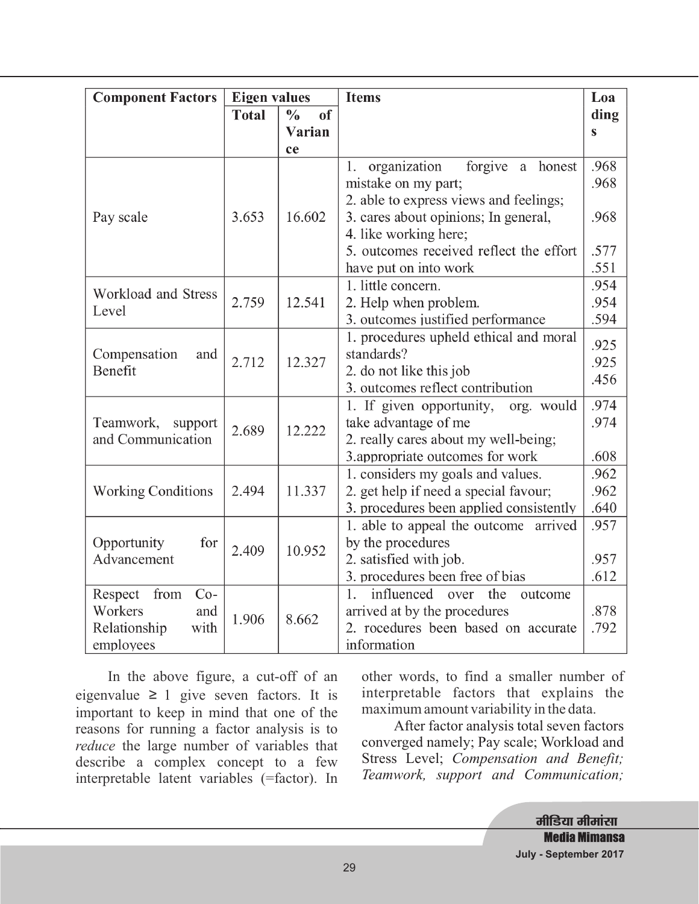| Component Factors | Eigen values | | Items | Loadings |
|---|---|---|---|---|
| | Total | % of Variance | | |
| Pay scale | 3.653 | 16.602 | 1. organization forgive a honest mistake on my part; 2. able to express views and feelings; 3. cares about opinions; In general, 4. like working here; 5. outcomes received reflect the effort have put on into work | .968 .968 .968 .577 .551 |
| Workload and Stress Level | 2.759 | 12.541 | 1. little concern. 2. Help when problem. 3. outcomes justified performance | .954 .954 .594 |
| Compensation and Benefit | 2.712 | 12.327 | 1. procedures upheld ethical and moral standards? 2. do not like this job 3. outcomes reflect contribution | .925 .925 .456 |
| Teamwork, support and Communication | 2.689 | 12.222 | 1. If given opportunity, org. would take advantage of me 2. really cares about my well-being; 3.appropriate outcomes for work | .974 .974 .608 |
| Working Conditions | 2.494 | 11.337 | 1. considers my goals and values. 2. get help if need a special favour; 3. procedures been applied consistently | .962 .962 .640 |
| Opportunity for Advancement | 2.409 | 10.952 | 1. able to appeal the outcome arrived by the procedures 2. satisfied with job. 3. procedures been free of bias | .957 .957 .612 |
| Respect from Co-Workers and Relationship with employees | 1.906 | 8.662 | 1. influenced over the outcome arrived at by the procedures 2. rocedures been based on accurate information | .878 .792 |

In the above figure, a cut-off of an eigenvalue ≥ 1 give seven factors. It is important to keep in mind that one of the reasons for running a factor analysis is to *reduce* the large number of variables that describe a complex concept to a few interpretable latent variables (=factor). In other words, to find a smaller number of interpretable factors that explains the maximum amount variability in the data.

After factor analysis total seven factors converged namely; Pay scale; Workload and Stress Level; *Compensation and Benefit; Teamwork, support and Communication;*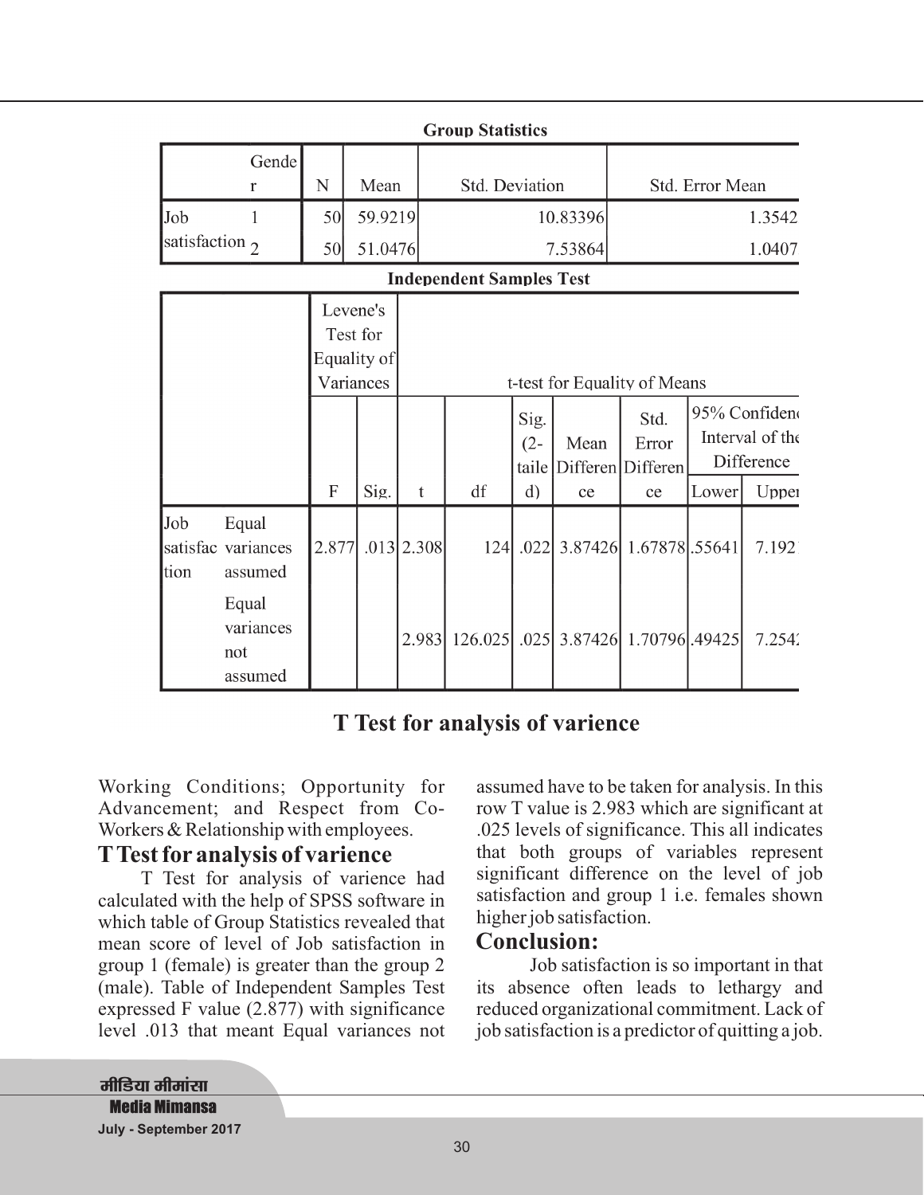**Group Statistics**

| | Gender | N | Mean | Std. Deviation | Std. Error Mean |
|---|---|---|---|---|---|
| Job satisfaction | 1 | 50 | 59.9219 | 10.83396 | 1.3542 |
| | 2 | 50 | 51.0476 | 7.53864 | 1.0407 |

**Independent Samples Test**

| | | Levene's Test for Equality of Variances | | t-test for Equality of Means | | | | | | |
|---|---|---|---|---|---|---|---|---|---|---|
| | | | | | | | | | 95% Confidence Interval of the Difference | |
| | | F | Sig. | t | df | Sig. (2-tailed) | Mean Difference | Std. Error Difference | Lower | Upper |
| Job satisfaction | Equal variances assumed | 2.877 | .013 | 2.308 | 124 | .022 | 3.87426 | 1.67878 | .55641 | 7.192 |
| | Equal variances not assumed | | | 2.983 | 126.025 | .025 | 3.87426 | 1.70796 | .49425 | 7.254 |

**T Test for analysis of varience**

Working Conditions; Opportunity for Advancement; and Respect from Co-Workers & Relationship with employees.

## T Test for analysis of varience

T Test for analysis of varience had calculated with the help of SPSS software in which table of Group Statistics revealed that mean score of level of Job satisfaction in group 1 (female) is greater than the group 2 (male). Table of Independent Samples Test expressed F value (2.877) with significance level .013 that meant Equal variances not assumed have to be taken for analysis. In this row T value is 2.983 which are significant at .025 levels of significance. This all indicates that both groups of variables represent significant difference on the level of job satisfaction and group 1 i.e. females shown higher job satisfaction.

## Conclusion:

Job satisfaction is so important in that its absence often leads to lethargy and reduced organizational commitment. Lack of job satisfaction is a predictor of quitting a job.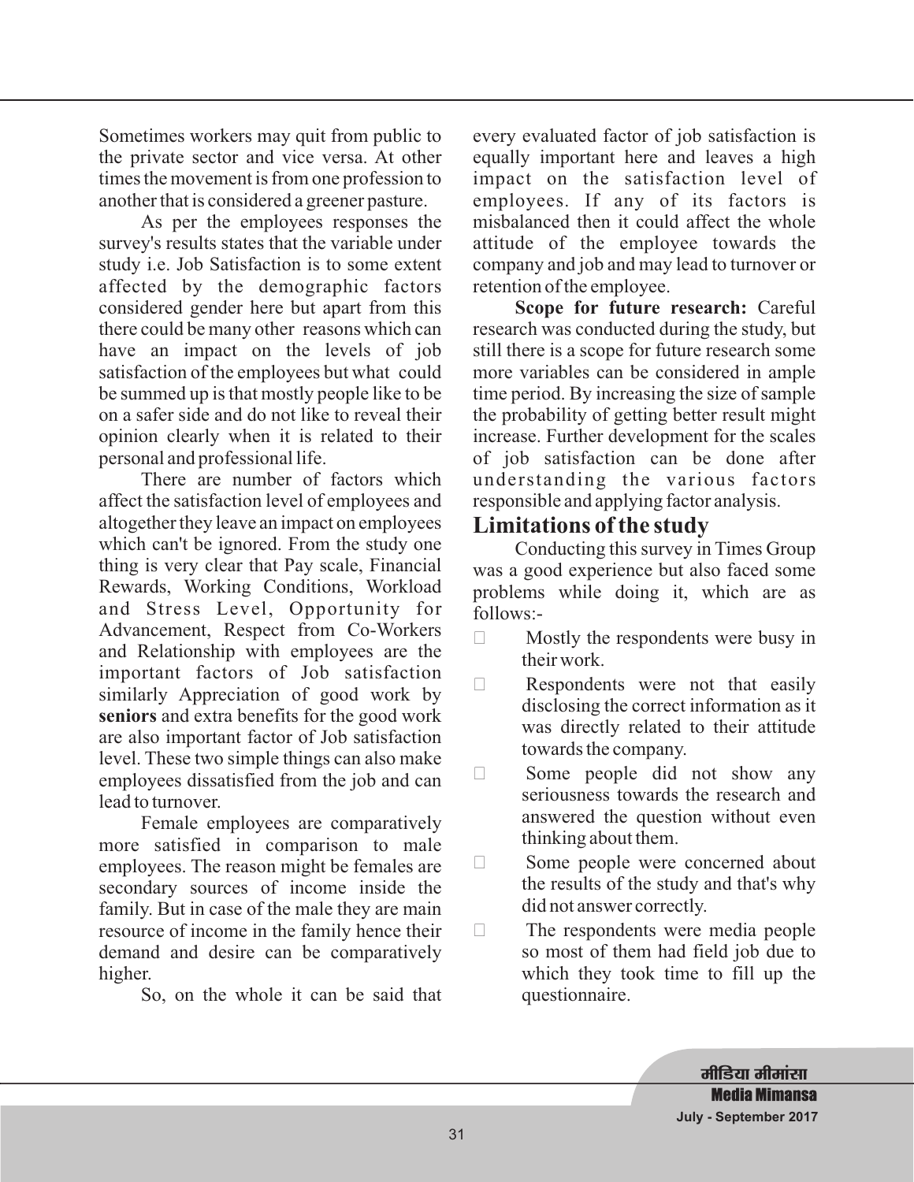Sometimes workers may quit from public to the private sector and vice versa. At other times the movement is from one profession to another that is considered a greener pasture.

As per the employees responses the survey's results states that the variable under study i.e. Job Satisfaction is to some extent affected by the demographic factors considered gender here but apart from this there could be many other reasons which can have an impact on the levels of job satisfaction of the employees but what could be summed up is that mostly people like to be on a safer side and do not like to reveal their opinion clearly when it is related to their personal and professional life.

There are number of factors which affect the satisfaction level of employees and altogether they leave an impact on employees which can't be ignored. From the study one thing is very clear that Pay scale, Financial Rewards, Working Conditions, Workload and Stress Level, Opportunity for Advancement, Respect from Co-Workers and Relationship with employees are the important factors of Job satisfaction similarly Appreciation of good work by **seniors** and extra benefits for the good work are also important factor of Job satisfaction level. These two simple things can also make employees dissatisfied from the job and can lead to turnover.

Female employees are comparatively more satisfied in comparison to male employees. The reason might be females are secondary sources of income inside the family. But in case of the male they are main resource of income in the family hence their demand and desire can be comparatively higher.

So, on the whole it can be said that every evaluated factor of job satisfaction is equally important here and leaves a high impact on the satisfaction level of employees. If any of its factors is misbalanced then it could affect the whole attitude of the employee towards the company and job and may lead to turnover or retention of the employee.

**Scope for future research:** Careful research was conducted during the study, but still there is a scope for future research some more variables can be considered in ample time period. By increasing the size of sample the probability of getting better result might increase. Further development for the scales of job satisfaction can be done after understanding the various factors responsible and applying factor analysis.

## Limitations of the study

Conducting this survey in Times Group was a good experience but also faced some problems while doing it, which are as follows:-

- Mostly the respondents were busy in their work.
- Respondents were not that easily disclosing the correct information as it was directly related to their attitude towards the company.
- Some people did not show any seriousness towards the research and answered the question without even thinking about them.
- Some people were concerned about the results of the study and that's why did not answer correctly.
- The respondents were media people so most of them had field job due to which they took time to fill up the questionnaire.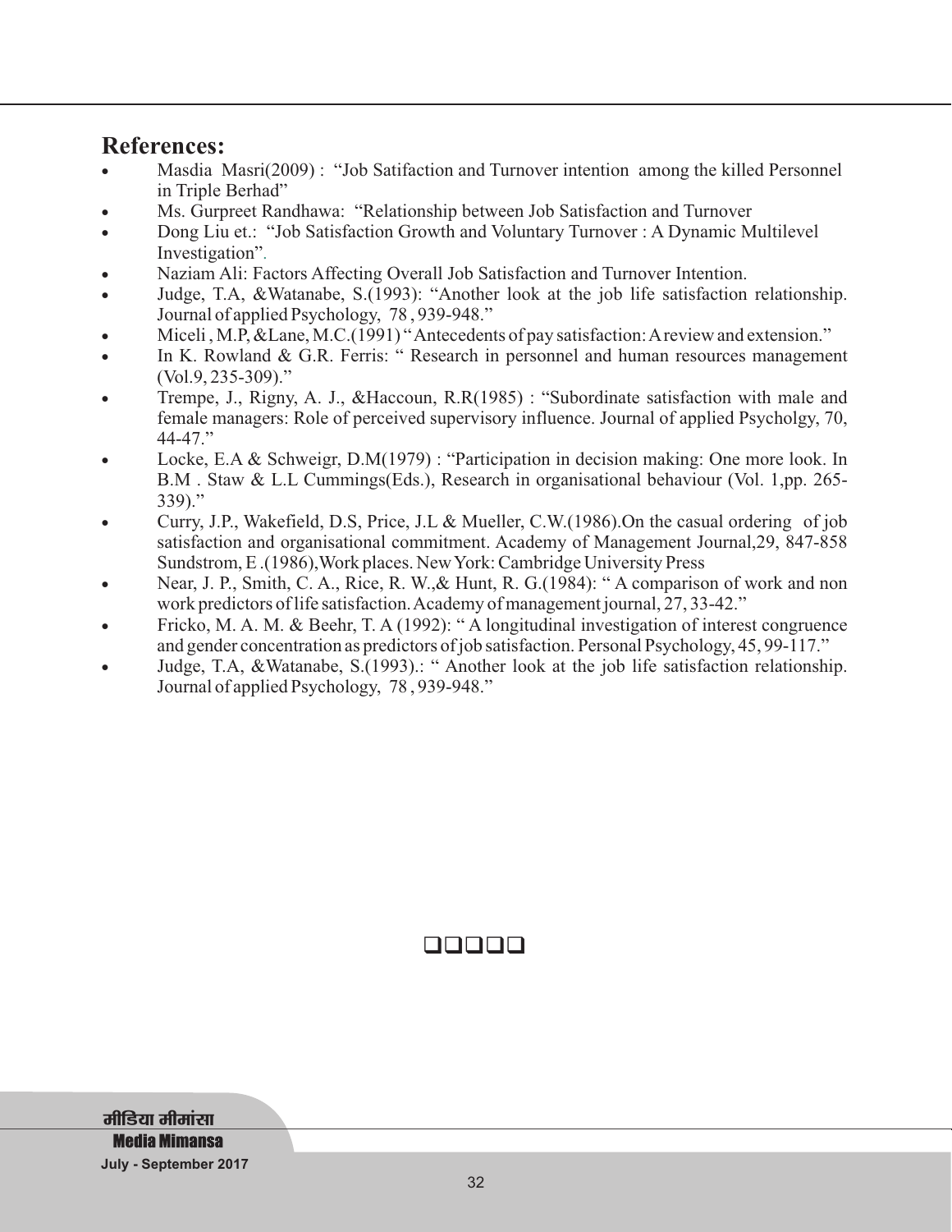## References:

- Masdia Masri(2009) : "Job Satifaction and Turnover intention among the killed Personnel in Triple Berhad"
- Ms. Gurpreet Randhawa: "Relationship between Job Satisfaction and Turnover
- Dong Liu et.: "Job Satisfaction Growth and Voluntary Turnover : A Dynamic Multilevel Investigation".
- Naziam Ali: Factors Affecting Overall Job Satisfaction and Turnover Intention.
- Judge, T.A, &Watanabe, S.(1993): "Another look at the job life satisfaction relationship. Journal of applied Psychology, 78 , 939-948."
- Miceli , M.P, &Lane, M.C.(1991) "Antecedents of pay satisfaction: A review and extension."
- In K. Rowland & G.R. Ferris: " Research in personnel and human resources management (Vol.9, 235-309)."
- Trempe, J., Rigny, A. J., &Haccoun, R.R(1985) : "Subordinate satisfaction with male and female managers: Role of perceived supervisory influence. Journal of applied Psycholgy, 70, 44-47."
- Locke, E.A & Schweigr, D.M(1979) : "Participation in decision making: One more look. In B.M . Staw & L.L Cummings(Eds.), Research in organisational behaviour (Vol. 1,pp. 265-339)."
- Curry, J.P., Wakefield, D.S, Price, J.L & Mueller, C.W.(1986).On the casual ordering of job satisfaction and organisational commitment. Academy of Management Journal,29, 847-858 Sundstrom, E .(1986),Work places. New York: Cambridge University Press
- Near, J. P., Smith, C. A., Rice, R. W.,& Hunt, R. G.(1984): " A comparison of work and non work predictors of life satisfaction. Academy of management journal, 27, 33-42."
- Fricko, M. A. M. & Beehr, T. A (1992): " A longitudinal investigation of interest congruence and gender concentration as predictors of job satisfaction. Personal Psychology, 45, 99-117."
- Judge, T.A, &Watanabe, S.(1993).: " Another look at the job life satisfaction relationship. Journal of applied Psychology, 78 , 939-948."